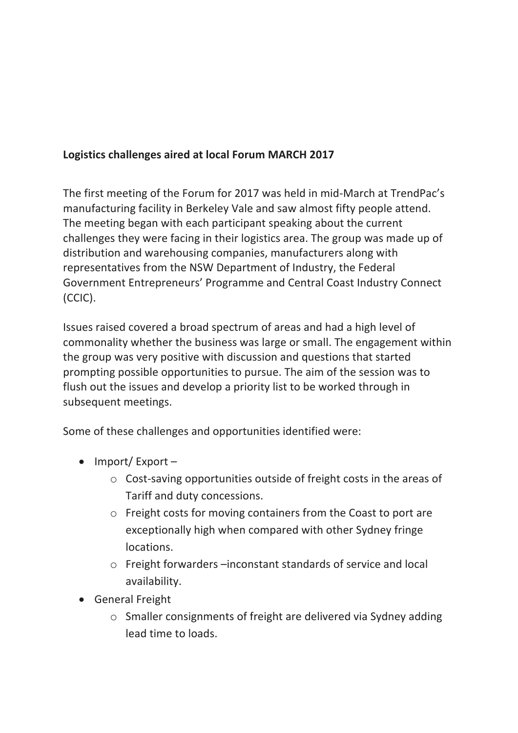**Logistics challenges aired at local Forum MARCH 2017**

The first meeting of the Forum for 2017 was held in mid-March at TrendPac's manufacturing facility in Berkeley Vale and saw almost fifty people attend. The meeting began with each participant speaking about the current challenges they were facing in their logistics area. The group was made up of distribution and warehousing companies, manufacturers along with representatives from the NSW Department of Industry, the Federal Government Entrepreneurs' Programme and Central Coast Industry Connect (CCIC).

Issues raised covered a broad spectrum of areas and had a high level of commonality whether the business was large or small. The engagement within the group was very positive with discussion and questions that started prompting possible opportunities to pursue. The aim of the session was to flush out the issues and develop a priority list to be worked through in subsequent meetings.

Some of these challenges and opportunities identified were:

- Import/ Export –
    - Cost-saving opportunities outside of freight costs in the areas of Tariff and duty concessions.
    - Freight costs for moving containers from the Coast to port are exceptionally high when compared with other Sydney fringe locations.
    - Freight forwarders –inconstant standards of service and local availability.
- General Freight
    - Smaller consignments of freight are delivered via Sydney adding lead time to loads.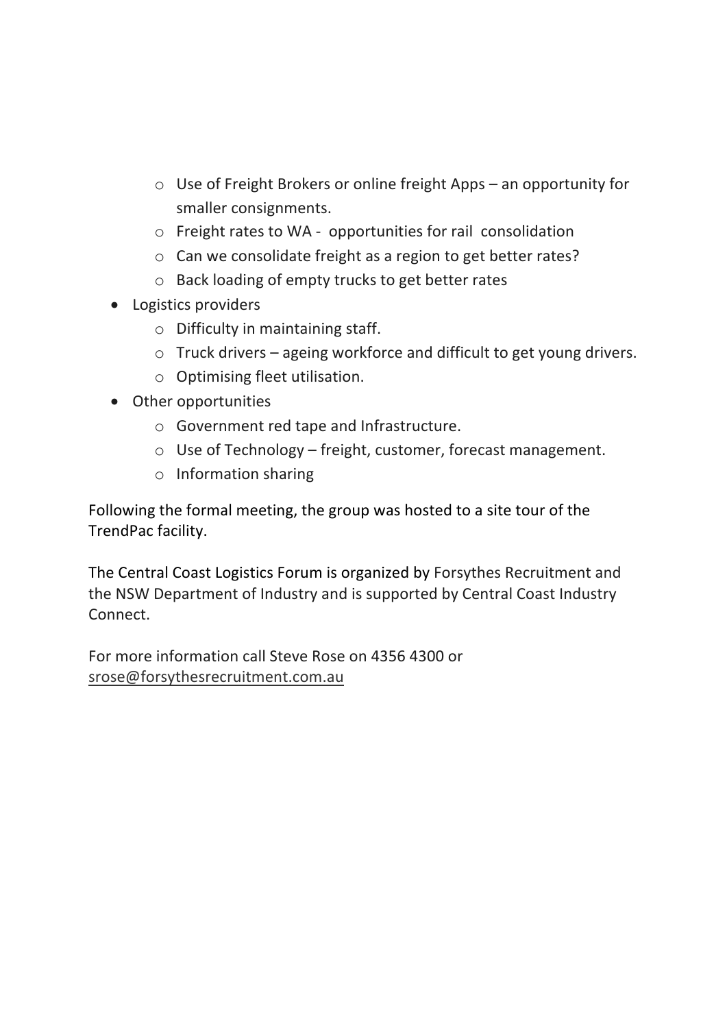- Use of Freight Brokers or online freight Apps – an opportunity for smaller consignments.
  - Freight rates to WA - opportunities for rail consolidation
  - Can we consolidate freight as a region to get better rates?
  - Back loading of empty trucks to get better rates
- Logistics providers
  - Difficulty in maintaining staff.
  - Truck drivers – ageing workforce and difficult to get young drivers.
  - Optimising fleet utilisation.
- Other opportunities
  - Government red tape and Infrastructure.
  - Use of Technology – freight, customer, forecast management.
  - Information sharing

Following the formal meeting, the group was hosted to a site tour of the TrendPac facility.

The Central Coast Logistics Forum is organized by Forsythes Recruitment and the NSW Department of Industry and is supported by Central Coast Industry Connect.

For more information call Steve Rose on 4356 4300 or srose@forsythesrecruitment.com.au